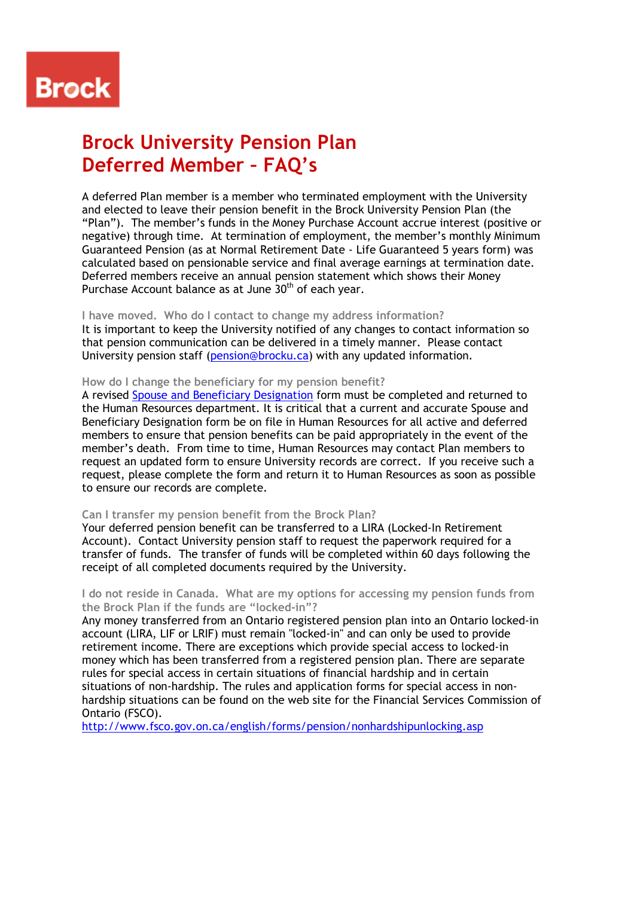Brock

# Brock University Pension Plan
# Deferred Member – FAQ's

A deferred Plan member is a member who terminated employment with the University and elected to leave their pension benefit in the Brock University Pension Plan (the "Plan"). The member's funds in the Money Purchase Account accrue interest (positive or negative) through time. At termination of employment, the member's monthly Minimum Guaranteed Pension (as at Normal Retirement Date - Life Guaranteed 5 years form) was calculated based on pensionable service and final average earnings at termination date. Deferred members receive an annual pension statement which shows their Money Purchase Account balance as at June 30th of each year.

### I have moved. Who do I contact to change my address information?

It is important to keep the University notified of any changes to contact information so that pension communication can be delivered in a timely manner. Please contact University pension staff (pension@brocku.ca) with any updated information.

### How do I change the beneficiary for my pension benefit?

A revised Spouse and Beneficiary Designation form must be completed and returned to the Human Resources department. It is critical that a current and accurate Spouse and Beneficiary Designation form be on file in Human Resources for all active and deferred members to ensure that pension benefits can be paid appropriately in the event of the member's death. From time to time, Human Resources may contact Plan members to request an updated form to ensure University records are correct. If you receive such a request, please complete the form and return it to Human Resources as soon as possible to ensure our records are complete.

### Can I transfer my pension benefit from the Brock Plan?

Your deferred pension benefit can be transferred to a LIRA (Locked-In Retirement Account). Contact University pension staff to request the paperwork required for a transfer of funds. The transfer of funds will be completed within 60 days following the receipt of all completed documents required by the University.

### I do not reside in Canada. What are my options for accessing my pension funds from the Brock Plan if the funds are "locked-in"?

Any money transferred from an Ontario registered pension plan into an Ontario locked-in account (LIRA, LIF or LRIF) must remain "locked-in" and can only be used to provide retirement income. There are exceptions which provide special access to locked-in money which has been transferred from a registered pension plan. There are separate rules for special access in certain situations of financial hardship and in certain situations of non-hardship. The rules and application forms for special access in non-hardship situations can be found on the web site for the Financial Services Commission of Ontario (FSCO).
http://www.fsco.gov.on.ca/english/forms/pension/nonhardshipunlocking.asp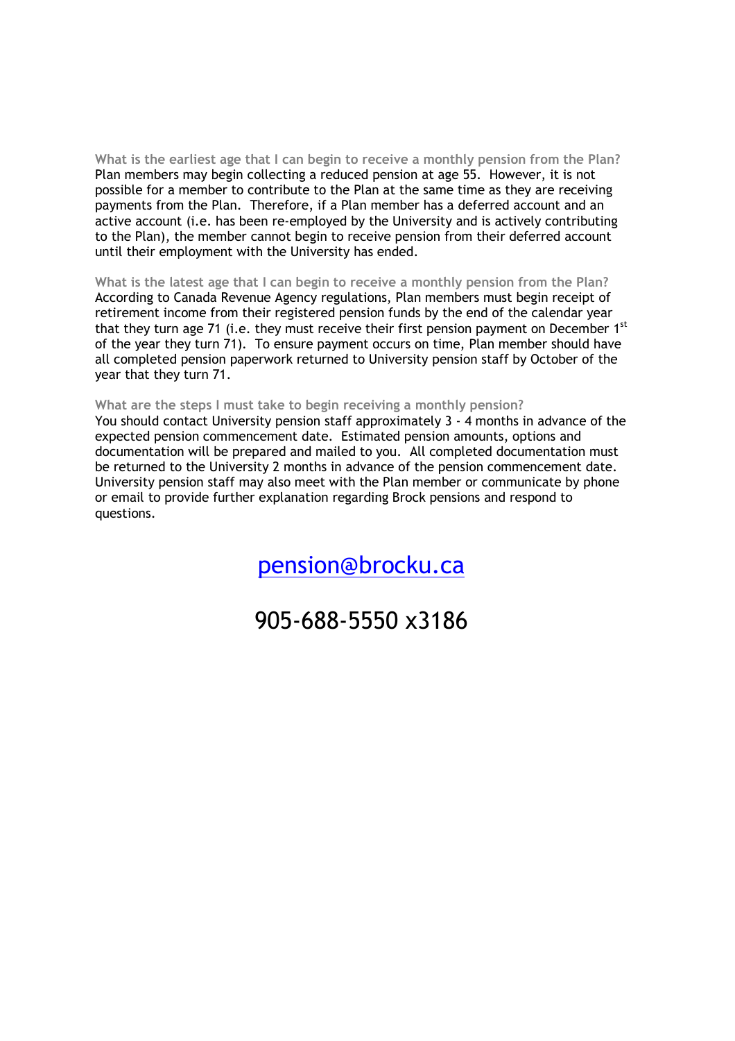### What is the earliest age that I can begin to receive a monthly pension from the Plan?

Plan members may begin collecting a reduced pension at age 55. However, it is not possible for a member to contribute to the Plan at the same time as they are receiving payments from the Plan. Therefore, if a Plan member has a deferred account and an active account (i.e. has been re-employed by the University and is actively contributing to the Plan), the member cannot begin to receive pension from their deferred account until their employment with the University has ended.

### What is the latest age that I can begin to receive a monthly pension from the Plan?

According to Canada Revenue Agency regulations, Plan members must begin receipt of retirement income from their registered pension funds by the end of the calendar year that they turn age 71 (i.e. they must receive their first pension payment on December 1st of the year they turn 71). To ensure payment occurs on time, Plan member should have all completed pension paperwork returned to University pension staff by October of the year that they turn 71.

### What are the steps I must take to begin receiving a monthly pension?

You should contact University pension staff approximately 3 - 4 months in advance of the expected pension commencement date. Estimated pension amounts, options and documentation will be prepared and mailed to you. All completed documentation must be returned to the University 2 months in advance of the pension commencement date. University pension staff may also meet with the Plan member or communicate by phone or email to provide further explanation regarding Brock pensions and respond to questions.

## [pension@brocku.ca](mailto:pension@brocku.ca)

## 905-688-5550 x3186